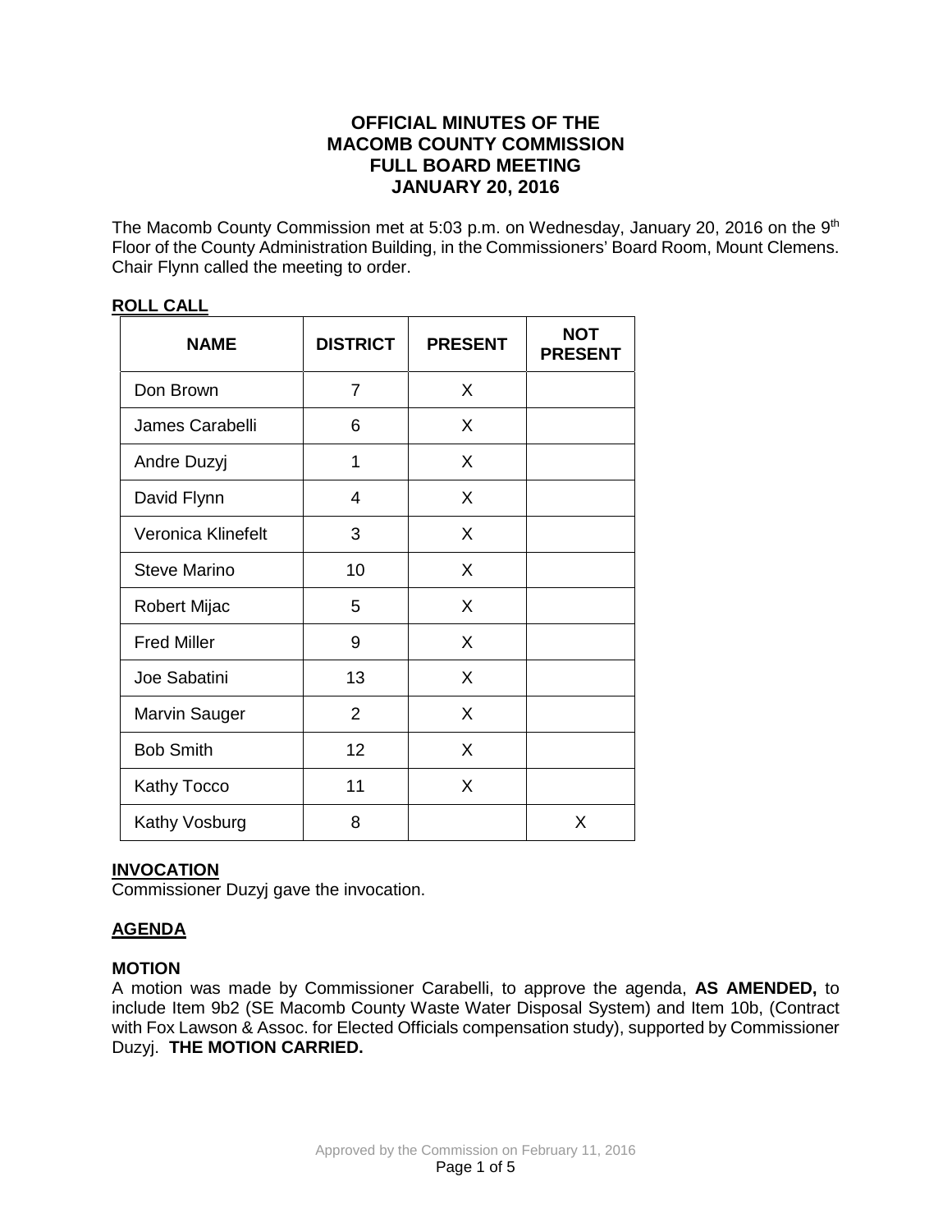# OFFICIAL MINUTES OF THE MACOMB COUNTY COMMISSION FULL BOARD MEETING JANUARY 20, 2016

The Macomb County Commission met at 5:03 p.m. on Wednesday, January 20, 2016 on the 9th Floor of the County Administration Building, in the Commissioners' Board Room, Mount Clemens. Chair Flynn called the meeting to order.

## ROLL CALL

| NAME | DISTRICT | PRESENT | NOT PRESENT |
|---|---|---|---|
| Don Brown | 7 | X | |
| James Carabelli | 6 | X | |
| Andre Duzyj | 1 | X | |
| David Flynn | 4 | X | |
| Veronica Klinefelt | 3 | X | |
| Steve Marino | 10 | X | |
| Robert Mijac | 5 | X | |
| Fred Miller | 9 | X | |
| Joe Sabatini | 13 | X | |
| Marvin Sauger | 2 | X | |
| Bob Smith | 12 | X | |
| Kathy Tocco | 11 | X | |
| Kathy Vosburg | 8 | | X |

## INVOCATION

Commissioner Duzyj gave the invocation.

## AGENDA

### MOTION

A motion was made by Commissioner Carabelli, to approve the agenda, **AS AMENDED,** to include Item 9b2 (SE Macomb County Waste Water Disposal System) and Item 10b, (Contract with Fox Lawson & Assoc. for Elected Officials compensation study), supported by Commissioner Duzyj. **THE MOTION CARRIED.**

Approved by the Commission on February 11, 2016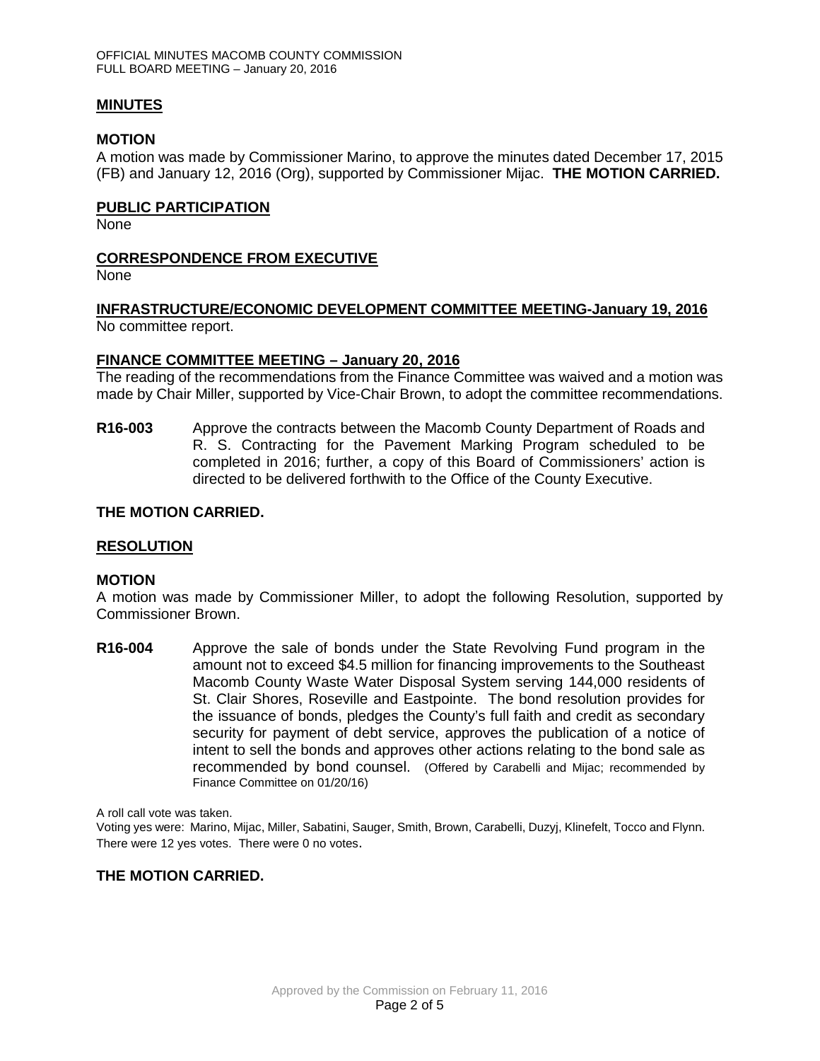## MINUTES

### MOTION

A motion was made by Commissioner Marino, to approve the minutes dated December 17, 2015 (FB) and January 12, 2016 (Org), supported by Commissioner Mijac. **THE MOTION CARRIED.**

## PUBLIC PARTICIPATION

None

## CORRESPONDENCE FROM EXECUTIVE

None

## INFRASTRUCTURE/ECONOMIC DEVELOPMENT COMMITTEE MEETING-January 19, 2016

No committee report.

## FINANCE COMMITTEE MEETING – January 20, 2016

The reading of the recommendations from the Finance Committee was waived and a motion was made by Chair Miller, supported by Vice-Chair Brown, to adopt the committee recommendations.

**R16-003** Approve the contracts between the Macomb County Department of Roads and R. S. Contracting for the Pavement Marking Program scheduled to be completed in 2016; further, a copy of this Board of Commissioners' action is directed to be delivered forthwith to the Office of the County Executive.

**THE MOTION CARRIED.**

## RESOLUTION

### MOTION

A motion was made by Commissioner Miller, to adopt the following Resolution, supported by Commissioner Brown.

**R16-004** Approve the sale of bonds under the State Revolving Fund program in the amount not to exceed $4.5 million for financing improvements to the Southeast Macomb County Waste Water Disposal System serving 144,000 residents of St. Clair Shores, Roseville and Eastpointe. The bond resolution provides for the issuance of bonds, pledges the County's full faith and credit as secondary security for payment of debt service, approves the publication of a notice of intent to sell the bonds and approves other actions relating to the bond sale as recommended by bond counsel. (Offered by Carabelli and Mijac; recommended by Finance Committee on 01/20/16)

A roll call vote was taken.

Voting yes were: Marino, Mijac, Miller, Sabatini, Sauger, Smith, Brown, Carabelli, Duzyj, Klinefelt, Tocco and Flynn. There were 12 yes votes. There were 0 no votes.

**THE MOTION CARRIED.**

Approved by the Commission on February 11, 2016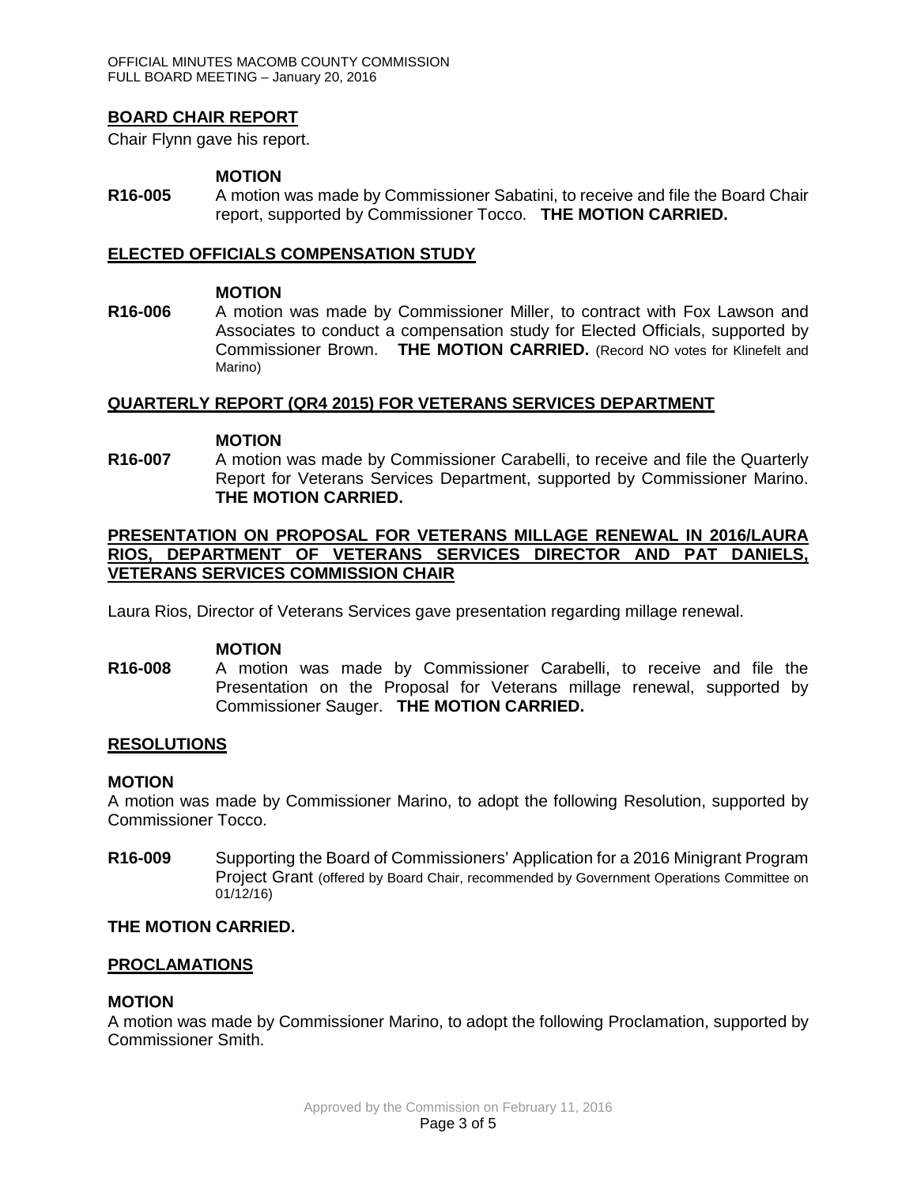## BOARD CHAIR REPORT

Chair Flynn gave his report.

**MOTION**

**R16-005** A motion was made by Commissioner Sabatini, to receive and file the Board Chair report, supported by Commissioner Tocco. **THE MOTION CARRIED.**

## ELECTED OFFICIALS COMPENSATION STUDY

**MOTION**

**R16-006** A motion was made by Commissioner Miller, to contract with Fox Lawson and Associates to conduct a compensation study for Elected Officials, supported by Commissioner Brown. **THE MOTION CARRIED.** (Record NO votes for Klinefelt and Marino)

## QUARTERLY REPORT (QR4 2015) FOR VETERANS SERVICES DEPARTMENT

**MOTION**

**R16-007** A motion was made by Commissioner Carabelli, to receive and file the Quarterly Report for Veterans Services Department, supported by Commissioner Marino. **THE MOTION CARRIED.**

## PRESENTATION ON PROPOSAL FOR VETERANS MILLAGE RENEWAL IN 2016/LAURA RIOS, DEPARTMENT OF VETERANS SERVICES DIRECTOR AND PAT DANIELS, VETERANS SERVICES COMMISSION CHAIR

Laura Rios, Director of Veterans Services gave presentation regarding millage renewal.

**MOTION**

**R16-008** A motion was made by Commissioner Carabelli, to receive and file the Presentation on the Proposal for Veterans millage renewal, supported by Commissioner Sauger. **THE MOTION CARRIED.**

## RESOLUTIONS

**MOTION**

A motion was made by Commissioner Marino, to adopt the following Resolution, supported by Commissioner Tocco.

**R16-009** Supporting the Board of Commissioners' Application for a 2016 Minigrant Program Project Grant (offered by Board Chair, recommended by Government Operations Committee on 01/12/16)

**THE MOTION CARRIED.**

## PROCLAMATIONS

**MOTION**

A motion was made by Commissioner Marino, to adopt the following Proclamation, supported by Commissioner Smith.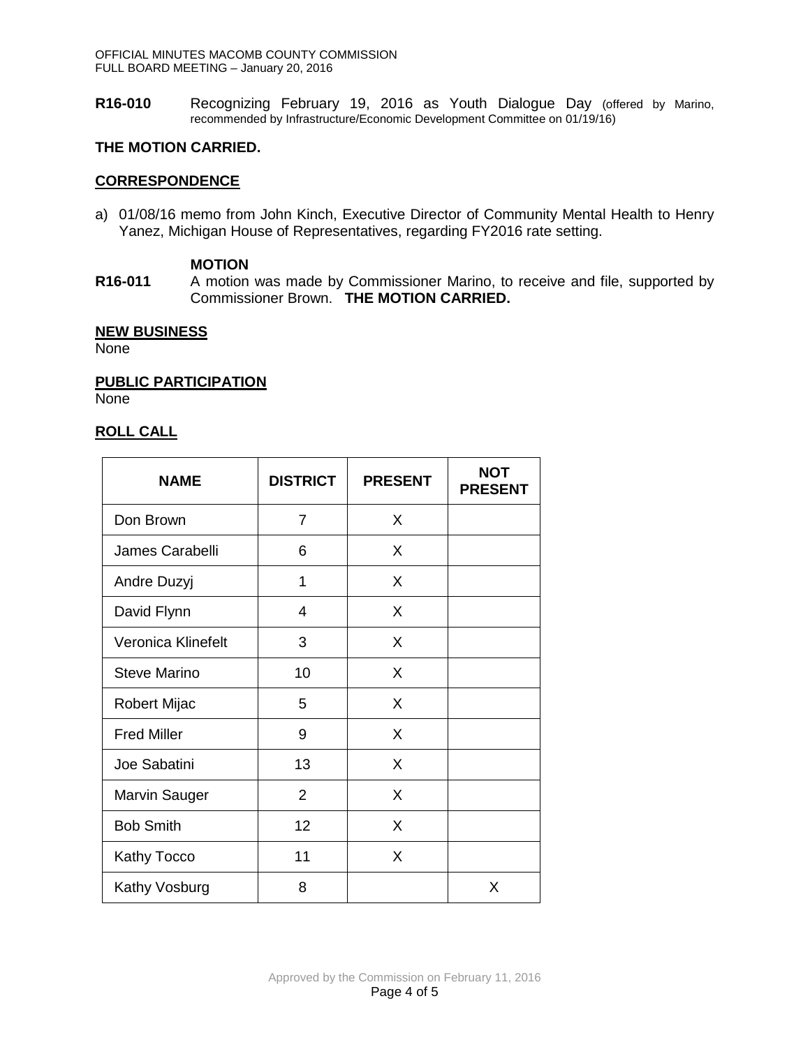**R16-010** Recognizing February 19, 2016 as Youth Dialogue Day (offered by Marino, recommended by Infrastructure/Economic Development Committee on 01/19/16)

**THE MOTION CARRIED.**

## CORRESPONDENCE

a) 01/08/16 memo from John Kinch, Executive Director of Community Mental Health to Henry Yanez, Michigan House of Representatives, regarding FY2016 rate setting.

**MOTION**

**R16-011** A motion was made by Commissioner Marino, to receive and file, supported by Commissioner Brown. **THE MOTION CARRIED.**

## NEW BUSINESS

None

## PUBLIC PARTICIPATION

None

## ROLL CALL

| NAME | DISTRICT | PRESENT | NOT PRESENT |
|---|---|---|---|
| Don Brown | 7 | X | |
| James Carabelli | 6 | X | |
| Andre Duzyj | 1 | X | |
| David Flynn | 4 | X | |
| Veronica Klinefelt | 3 | X | |
| Steve Marino | 10 | X | |
| Robert Mijac | 5 | X | |
| Fred Miller | 9 | X | |
| Joe Sabatini | 13 | X | |
| Marvin Sauger | 2 | X | |
| Bob Smith | 12 | X | |
| Kathy Tocco | 11 | X | |
| Kathy Vosburg | 8 | | X |

Approved by the Commission on February 11, 2016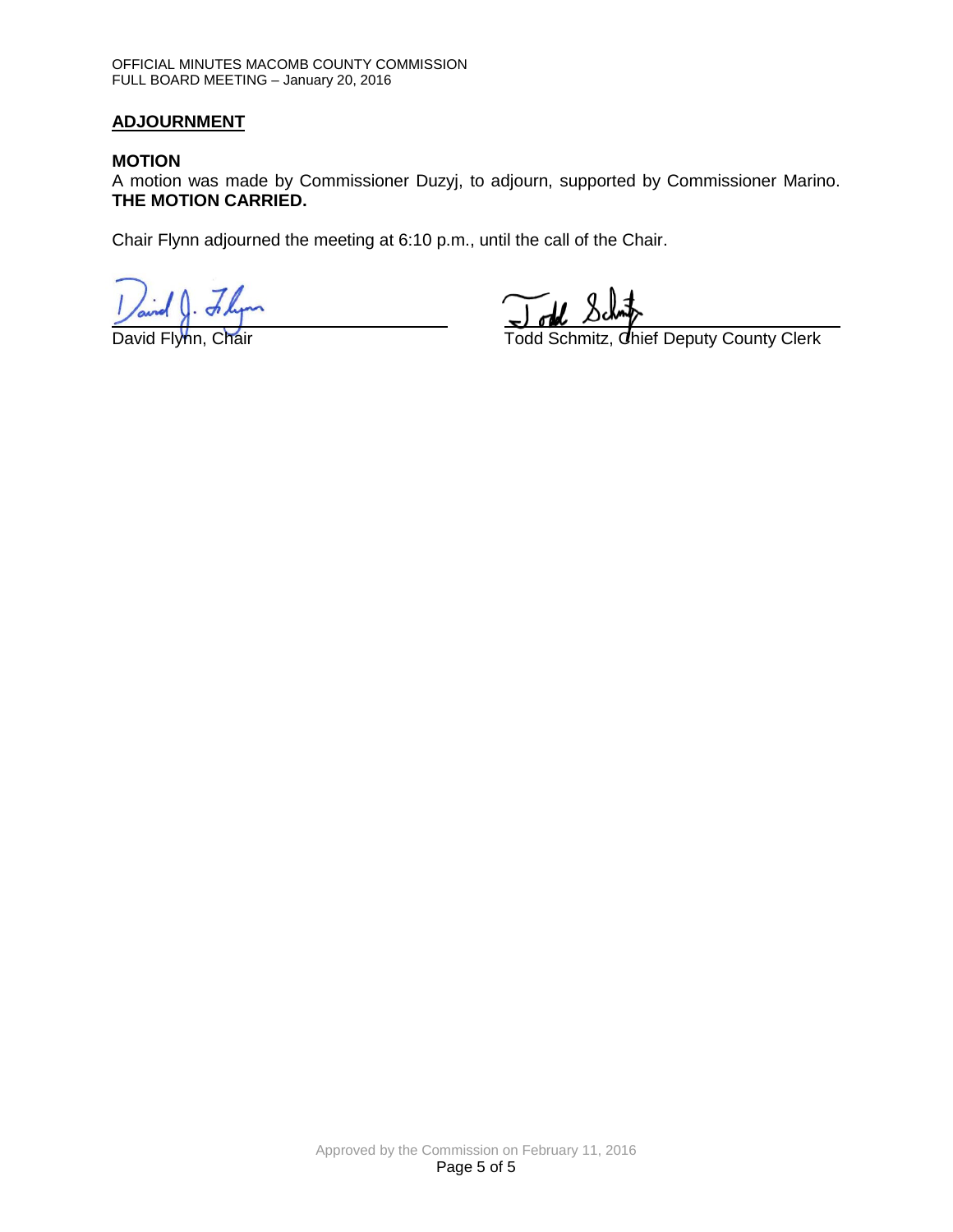## ADJOURNMENT

**MOTION**

A motion was made by Commissioner Duzyj, to adjourn, supported by Commissioner Marino. **THE MOTION CARRIED.**

Chair Flynn adjourned the meeting at 6:10 p.m., until the call of the Chair.

David Flynn, Chair

Todd Schmitz, Chief Deputy County Clerk

Approved by the Commission on February 11, 2016